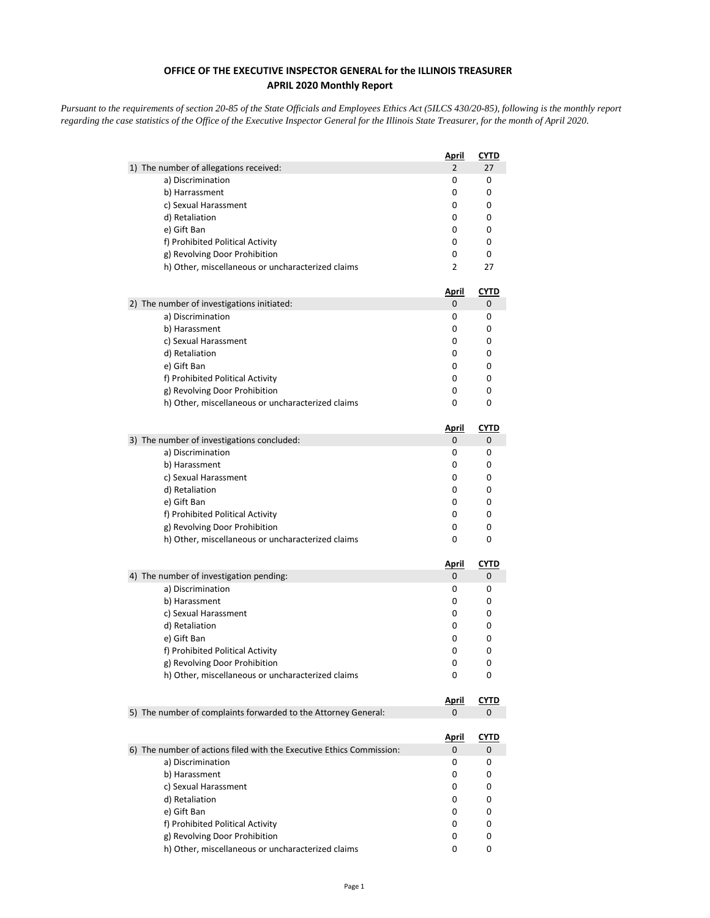**OFFICE OF THE EXECUTIVE INSPECTOR GENERAL for the ILLINOIS TREASURER**
**APRIL 2020 Monthly Report**

*Pursuant to the requirements of section 20-85 of the State Officials and Employees Ethics Act (5ILCS 430/20-85), following is the monthly report regarding the case statistics of the Office of the Executive Inspector General for the Illinois State Treasurer, for the month of April 2020.*

| | April | CYTD |
|---|---|---|
| 1) The number of allegations received: | 2 | 27 |
| a) Discrimination | 0 | 0 |
| b) Harrassment | 0 | 0 |
| c) Sexual Harassment | 0 | 0 |
| d) Retaliation | 0 | 0 |
| e) Gift Ban | 0 | 0 |
| f) Prohibited Political Activity | 0 | 0 |
| g) Revolving Door Prohibition | 0 | 0 |
| h) Other, miscellaneous or uncharacterized claims | 2 | 27 |

| | April | CYTD |
|---|---|---|
| 2) The number of investigations initiated: | 0 | 0 |
| a) Discrimination | 0 | 0 |
| b) Harassment | 0 | 0 |
| c) Sexual Harassment | 0 | 0 |
| d) Retaliation | 0 | 0 |
| e) Gift Ban | 0 | 0 |
| f) Prohibited Political Activity | 0 | 0 |
| g) Revolving Door Prohibition | 0 | 0 |
| h) Other, miscellaneous or uncharacterized claims | 0 | 0 |

| | April | CYTD |
|---|---|---|
| 3) The number of investigations concluded: | 0 | 0 |
| a) Discrimination | 0 | 0 |
| b) Harassment | 0 | 0 |
| c) Sexual Harassment | 0 | 0 |
| d) Retaliation | 0 | 0 |
| e) Gift Ban | 0 | 0 |
| f) Prohibited Political Activity | 0 | 0 |
| g) Revolving Door Prohibition | 0 | 0 |
| h) Other, miscellaneous or uncharacterized claims | 0 | 0 |

| | April | CYTD |
|---|---|---|
| 4) The number of investigation pending: | 0 | 0 |
| a) Discrimination | 0 | 0 |
| b) Harassment | 0 | 0 |
| c) Sexual Harassment | 0 | 0 |
| d) Retaliation | 0 | 0 |
| e) Gift Ban | 0 | 0 |
| f) Prohibited Political Activity | 0 | 0 |
| g) Revolving Door Prohibition | 0 | 0 |
| h) Other, miscellaneous or uncharacterized claims | 0 | 0 |

| | April | CYTD |
|---|---|---|
| 5) The number of complaints forwarded to the Attorney General: | 0 | 0 |

| | April | CYTD |
|---|---|---|
| 6) The number of actions filed with the Executive Ethics Commission: | 0 | 0 |
| a) Discrimination | 0 | 0 |
| b) Harassment | 0 | 0 |
| c) Sexual Harassment | 0 | 0 |
| d) Retaliation | 0 | 0 |
| e) Gift Ban | 0 | 0 |
| f) Prohibited Political Activity | 0 | 0 |
| g) Revolving Door Prohibition | 0 | 0 |
| h) Other, miscellaneous or uncharacterized claims | 0 | 0 |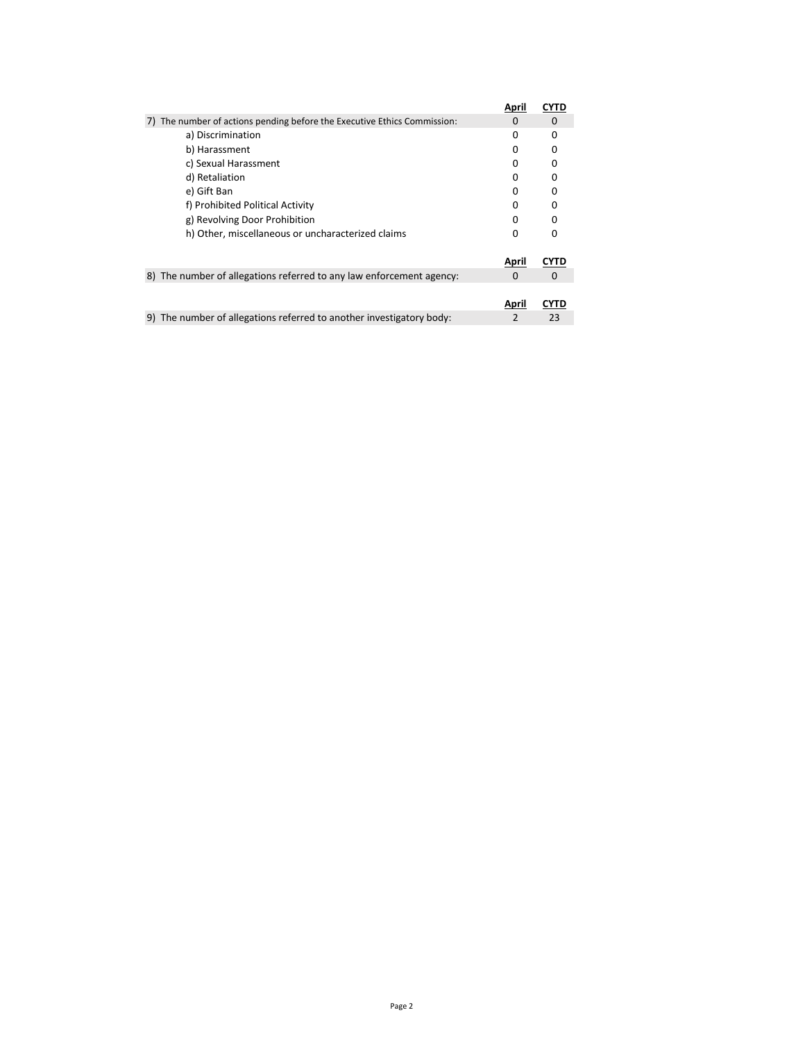| | April | CYTD |
|---|---|---|
| 7) The number of actions pending before the Executive Ethics Commission: | 0 | 0 |
| a) Discrimination | 0 | 0 |
| b) Harassment | 0 | 0 |
| c) Sexual Harassment | 0 | 0 |
| d) Retaliation | 0 | 0 |
| e) Gift Ban | 0 | 0 |
| f) Prohibited Political Activity | 0 | 0 |
| g) Revolving Door Prohibition | 0 | 0 |
| h) Other, miscellaneous or uncharacterized claims | 0 | 0 |

| | April | CYTD |
|---|---|---|
| 8) The number of allegations referred to any law enforcement agency: | 0 | 0 |

| | April | CYTD |
|---|---|---|
| 9) The number of allegations referred to another investigatory body: | 2 | 23 |